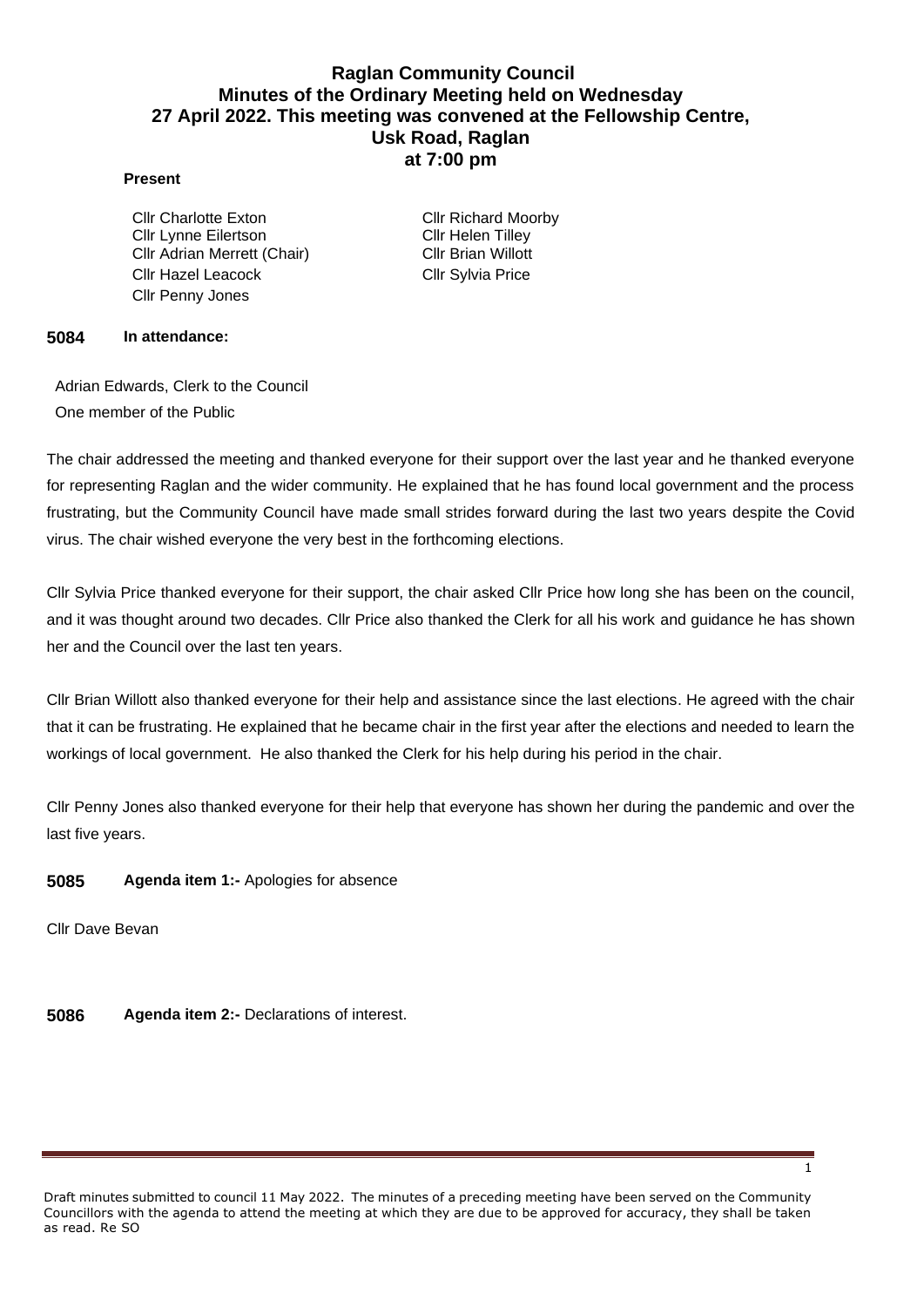# Raglan Community Council
## Minutes of the Ordinary Meeting held on Wednesday 27 April 2022. This meeting was convened at the Fellowship Centre, Usk Road, Raglan at 7:00 pm

**Present**

Cllr Charlotte Exton
Cllr Lynne Eilertson
Cllr Adrian Merrett (Chair)
Cllr Hazel Leacock
Cllr Penny Jones
Cllr Richard Moorby
Cllr Helen Tilley
Cllr Brian Willott
Cllr Sylvia Price

**5084 In attendance:**

Adrian Edwards, Clerk to the Council
One member of the Public

The chair addressed the meeting and thanked everyone for their support over the last year and he thanked everyone for representing Raglan and the wider community. He explained that he has found local government and the process frustrating, but the Community Council have made small strides forward during the last two years despite the Covid virus. The chair wished everyone the very best in the forthcoming elections.

Cllr Sylvia Price thanked everyone for their support, the chair asked Cllr Price how long she has been on the council, and it was thought around two decades. Cllr Price also thanked the Clerk for all his work and guidance he has shown her and the Council over the last ten years.

Cllr Brian Willott also thanked everyone for their help and assistance since the last elections. He agreed with the chair that it can be frustrating. He explained that he became chair in the first year after the elections and needed to learn the workings of local government. He also thanked the Clerk for his help during his period in the chair.

Cllr Penny Jones also thanked everyone for their help that everyone has shown her during the pandemic and over the last five years.

**5085 Agenda item 1:-** Apologies for absence

Cllr Dave Bevan

**5086 Agenda item 2:-** Declarations of interest.

Draft minutes submitted to council 11 May 2022. The minutes of a preceding meeting have been served on the Community Councillors with the agenda to attend the meeting at which they are due to be approved for accuracy, they shall be taken as read. Re SO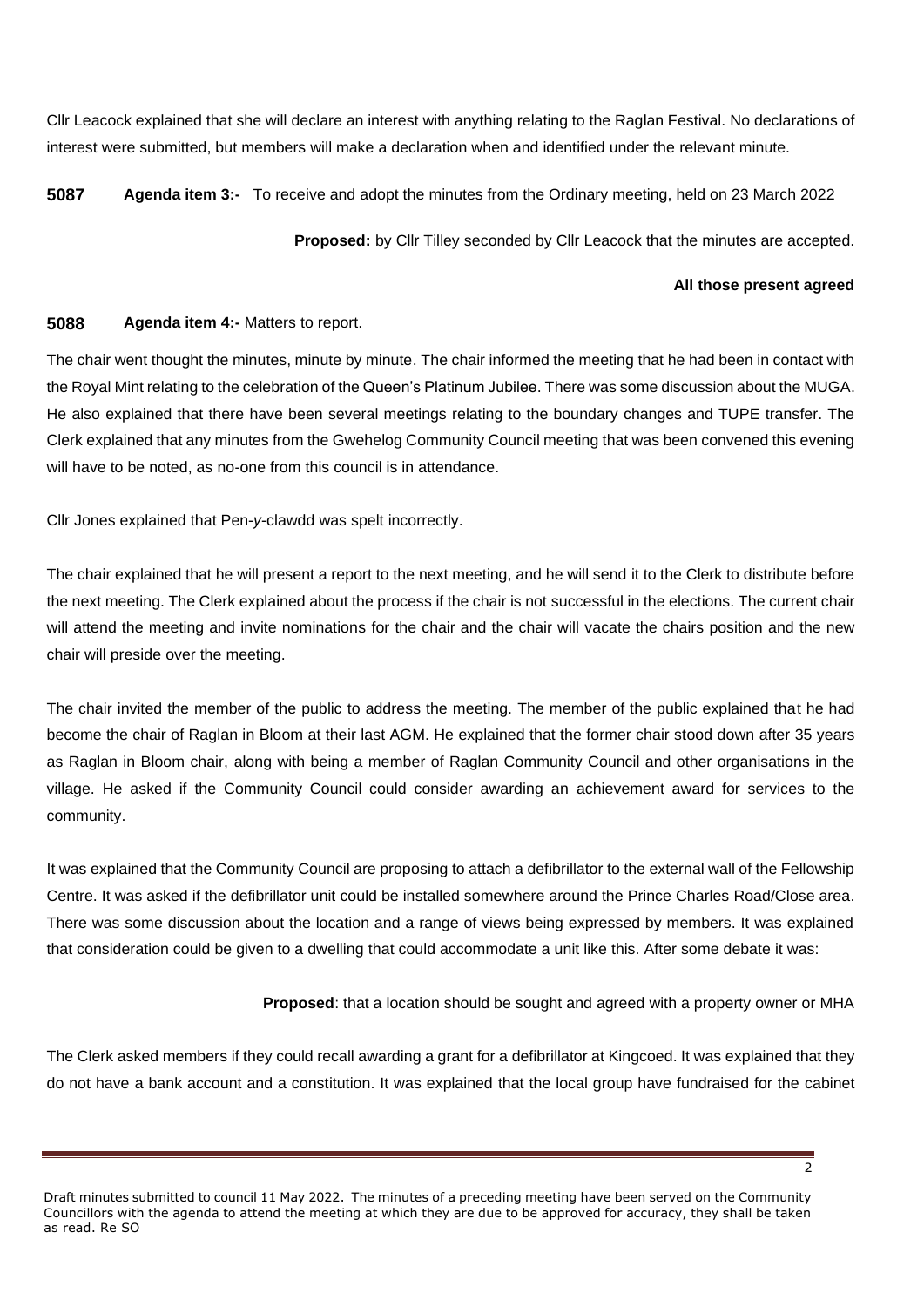Cllr Leacock explained that she will declare an interest with anything relating to the Raglan Festival. No declarations of interest were submitted, but members will make a declaration when and identified under the relevant minute.

**5087** **Agenda item 3:-** To receive and adopt the minutes from the Ordinary meeting, held on 23 March 2022

**Proposed:** by Cllr Tilley seconded by Cllr Leacock that the minutes are accepted.

**All those present agreed**

**5088** **Agenda item 4:-** Matters to report.

The chair went thought the minutes, minute by minute. The chair informed the meeting that he had been in contact with the Royal Mint relating to the celebration of the Queen's Platinum Jubilee. There was some discussion about the MUGA. He also explained that there have been several meetings relating to the boundary changes and TUPE transfer. The Clerk explained that any minutes from the Gwehelog Community Council meeting that was been convened this evening will have to be noted, as no-one from this council is in attendance.

Cllr Jones explained that Pen-*y*-clawdd was spelt incorrectly.

The chair explained that he will present a report to the next meeting, and he will send it to the Clerk to distribute before the next meeting. The Clerk explained about the process if the chair is not successful in the elections. The current chair will attend the meeting and invite nominations for the chair and the chair will vacate the chairs position and the new chair will preside over the meeting.

The chair invited the member of the public to address the meeting. The member of the public explained that he had become the chair of Raglan in Bloom at their last AGM. He explained that the former chair stood down after 35 years as Raglan in Bloom chair, along with being a member of Raglan Community Council and other organisations in the village. He asked if the Community Council could consider awarding an achievement award for services to the community.

It was explained that the Community Council are proposing to attach a defibrillator to the external wall of the Fellowship Centre. It was asked if the defibrillator unit could be installed somewhere around the Prince Charles Road/Close area. There was some discussion about the location and a range of views being expressed by members. It was explained that consideration could be given to a dwelling that could accommodate a unit like this. After some debate it was:

**Proposed**: that a location should be sought and agreed with a property owner or MHA

The Clerk asked members if they could recall awarding a grant for a defibrillator at Kingcoed. It was explained that they do not have a bank account and a constitution. It was explained that the local group have fundraised for the cabinet

Draft minutes submitted to council 11 May 2022. The minutes of a preceding meeting have been served on the Community Councillors with the agenda to attend the meeting at which they are due to be approved for accuracy, they shall be taken as read. Re SO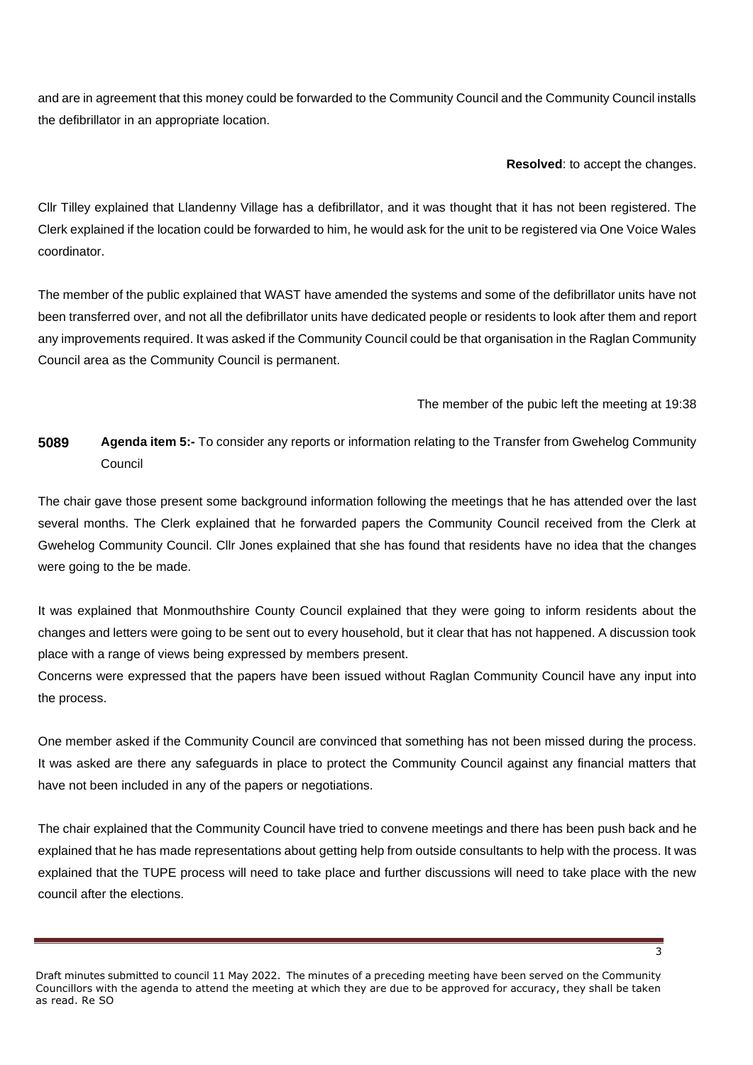and are in agreement that this money could be forwarded to the Community Council and the Community Council installs the defibrillator in an appropriate location.

**Resolved**: to accept the changes.

Cllr Tilley explained that Llandenny Village has a defibrillator, and it was thought that it has not been registered. The Clerk explained if the location could be forwarded to him, he would ask for the unit to be registered via One Voice Wales coordinator.

The member of the public explained that WAST have amended the systems and some of the defibrillator units have not been transferred over, and not all the defibrillator units have dedicated people or residents to look after them and report any improvements required. It was asked if the Community Council could be that organisation in the Raglan Community Council area as the Community Council is permanent.

The member of the pubic left the meeting at 19:38

**5089** **Agenda item 5:-** To consider any reports or information relating to the Transfer from Gwehelog Community Council

The chair gave those present some background information following the meetings that he has attended over the last several months. The Clerk explained that he forwarded papers the Community Council received from the Clerk at Gwehelog Community Council. Cllr Jones explained that she has found that residents have no idea that the changes were going to the be made.

It was explained that Monmouthshire County Council explained that they were going to inform residents about the changes and letters were going to be sent out to every household, but it clear that has not happened. A discussion took place with a range of views being expressed by members present.

Concerns were expressed that the papers have been issued without Raglan Community Council have any input into the process.

One member asked if the Community Council are convinced that something has not been missed during the process. It was asked are there any safeguards in place to protect the Community Council against any financial matters that have not been included in any of the papers or negotiations.

The chair explained that the Community Council have tried to convene meetings and there has been push back and he explained that he has made representations about getting help from outside consultants to help with the process. It was explained that the TUPE process will need to take place and further discussions will need to take place with the new council after the elections.

Draft minutes submitted to council 11 May 2022. The minutes of a preceding meeting have been served on the Community Councillors with the agenda to attend the meeting at which they are due to be approved for accuracy, they shall be taken as read. Re SO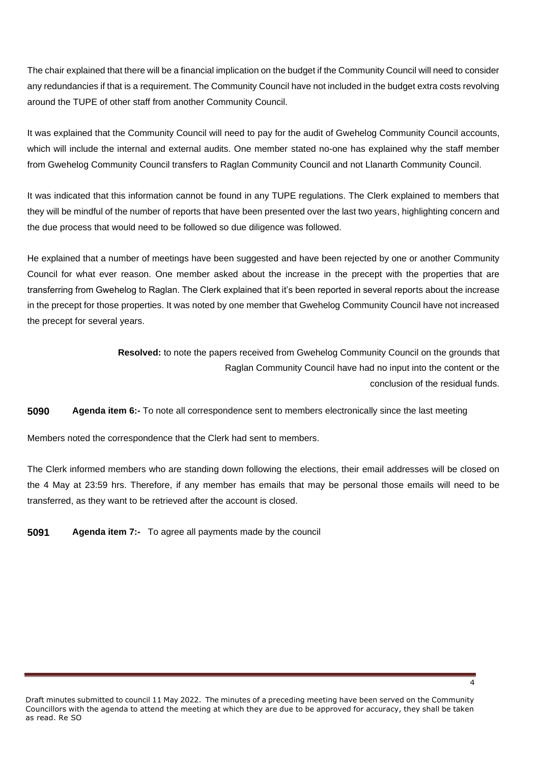The chair explained that there will be a financial implication on the budget if the Community Council will need to consider any redundancies if that is a requirement. The Community Council have not included in the budget extra costs revolving around the TUPE of other staff from another Community Council.

It was explained that the Community Council will need to pay for the audit of Gwehelog Community Council accounts, which will include the internal and external audits. One member stated no-one has explained why the staff member from Gwehelog Community Council transfers to Raglan Community Council and not Llanarth Community Council.

It was indicated that this information cannot be found in any TUPE regulations. The Clerk explained to members that they will be mindful of the number of reports that have been presented over the last two years, highlighting concern and the due process that would need to be followed so due diligence was followed.

He explained that a number of meetings have been suggested and have been rejected by one or another Community Council for what ever reason. One member asked about the increase in the precept with the properties that are transferring from Gwehelog to Raglan. The Clerk explained that it's been reported in several reports about the increase in the precept for those properties. It was noted by one member that Gwehelog Community Council have not increased the precept for several years.

**Resolved:** to note the papers received from Gwehelog Community Council on the grounds that Raglan Community Council have had no input into the content or the conclusion of the residual funds.

**5090** **Agenda item 6:-** To note all correspondence sent to members electronically since the last meeting

Members noted the correspondence that the Clerk had sent to members.

The Clerk informed members who are standing down following the elections, their email addresses will be closed on the 4 May at 23:59 hrs. Therefore, if any member has emails that may be personal those emails will need to be transferred, as they want to be retrieved after the account is closed.

**5091** **Agenda item 7:-** To agree all payments made by the council

Draft minutes submitted to council 11 May 2022. The minutes of a preceding meeting have been served on the Community Councillors with the agenda to attend the meeting at which they are due to be approved for accuracy, they shall be taken as read. Re SO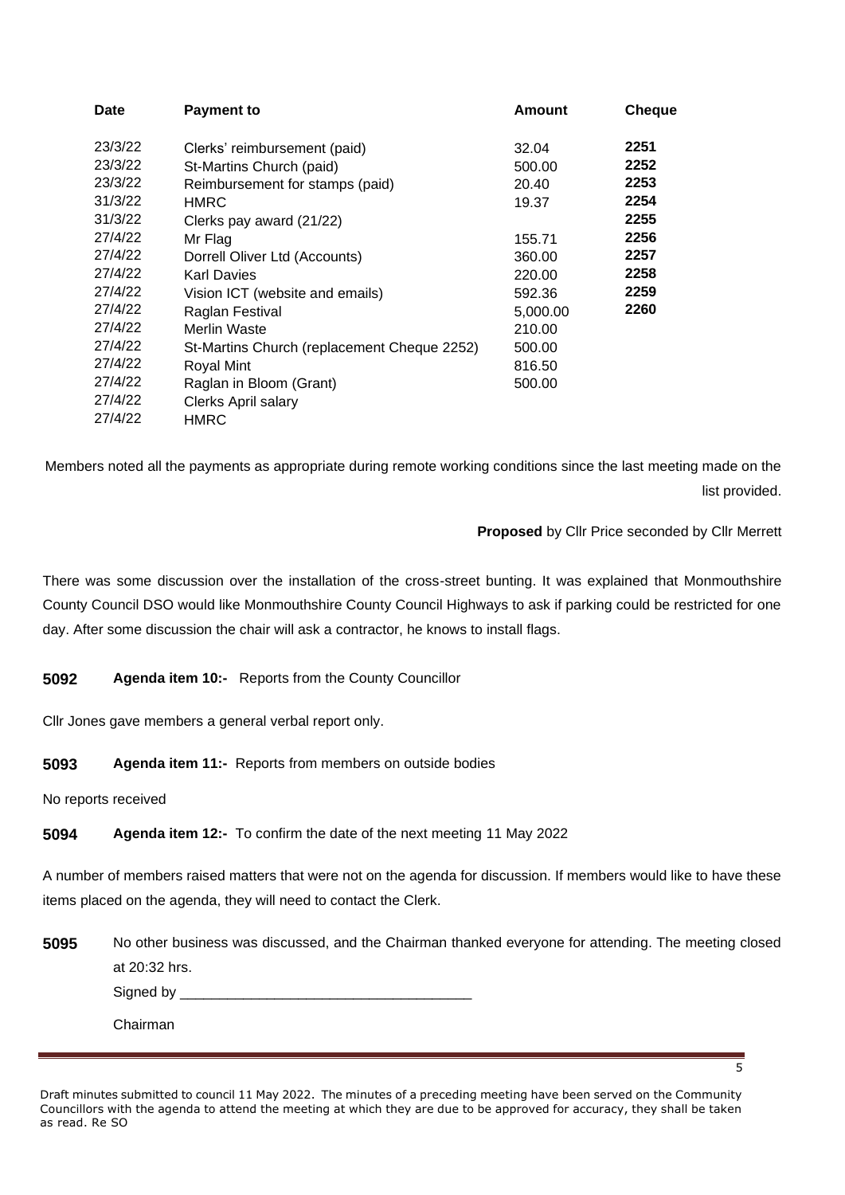| Date | Payment to | Amount | Cheque |
|---|---|---|---|
| 23/3/22 | Clerks' reimbursement (paid) | 32.04 | **2251** |
| 23/3/22 | St-Martins Church (paid) | 500.00 | **2252** |
| 23/3/22 | Reimbursement for stamps (paid) | 20.40 | **2253** |
| 31/3/22 | HMRC | 19.37 | **2254** |
| 31/3/22 | Clerks pay award (21/22) | | **2255** |
| 27/4/22 | Mr Flag | 155.71 | **2256** |
| 27/4/22 | Dorrell Oliver Ltd (Accounts) | 360.00 | **2257** |
| 27/4/22 | Karl Davies | 220.00 | **2258** |
| 27/4/22 | Vision ICT (website and emails) | 592.36 | **2259** |
| 27/4/22 | Raglan Festival | 5,000.00 | **2260** |
| 27/4/22 | Merlin Waste | 210.00 | |
| 27/4/22 | St-Martins Church (replacement Cheque 2252) | 500.00 | |
| 27/4/22 | Royal Mint | 816.50 | |
| 27/4/22 | Raglan in Bloom (Grant) | 500.00 | |
| 27/4/22 | Clerks April salary | | |
| 27/4/22 | HMRC | | |

Members noted all the payments as appropriate during remote working conditions since the last meeting made on the list provided.

**Proposed** by Cllr Price seconded by Cllr Merrett

There was some discussion over the installation of the cross-street bunting. It was explained that Monmouthshire County Council DSO would like Monmouthshire County Council Highways to ask if parking could be restricted for one day. After some discussion the chair will ask a contractor, he knows to install flags.

**5092** **Agenda item 10:-** Reports from the County Councillor

Cllr Jones gave members a general verbal report only.

**5093** **Agenda item 11:-** Reports from members on outside bodies

No reports received

**5094** **Agenda item 12:-** To confirm the date of the next meeting 11 May 2022

A number of members raised matters that were not on the agenda for discussion. If members would like to have these items placed on the agenda, they will need to contact the Clerk.

**5095** No other business was discussed, and the Chairman thanked everyone for attending. The meeting closed at 20:32 hrs.

Signed by ____________________________________

Chairman

Draft minutes submitted to council 11 May 2022. The minutes of a preceding meeting have been served on the Community Councillors with the agenda to attend the meeting at which they are due to be approved for accuracy, they shall be taken as read. Re SO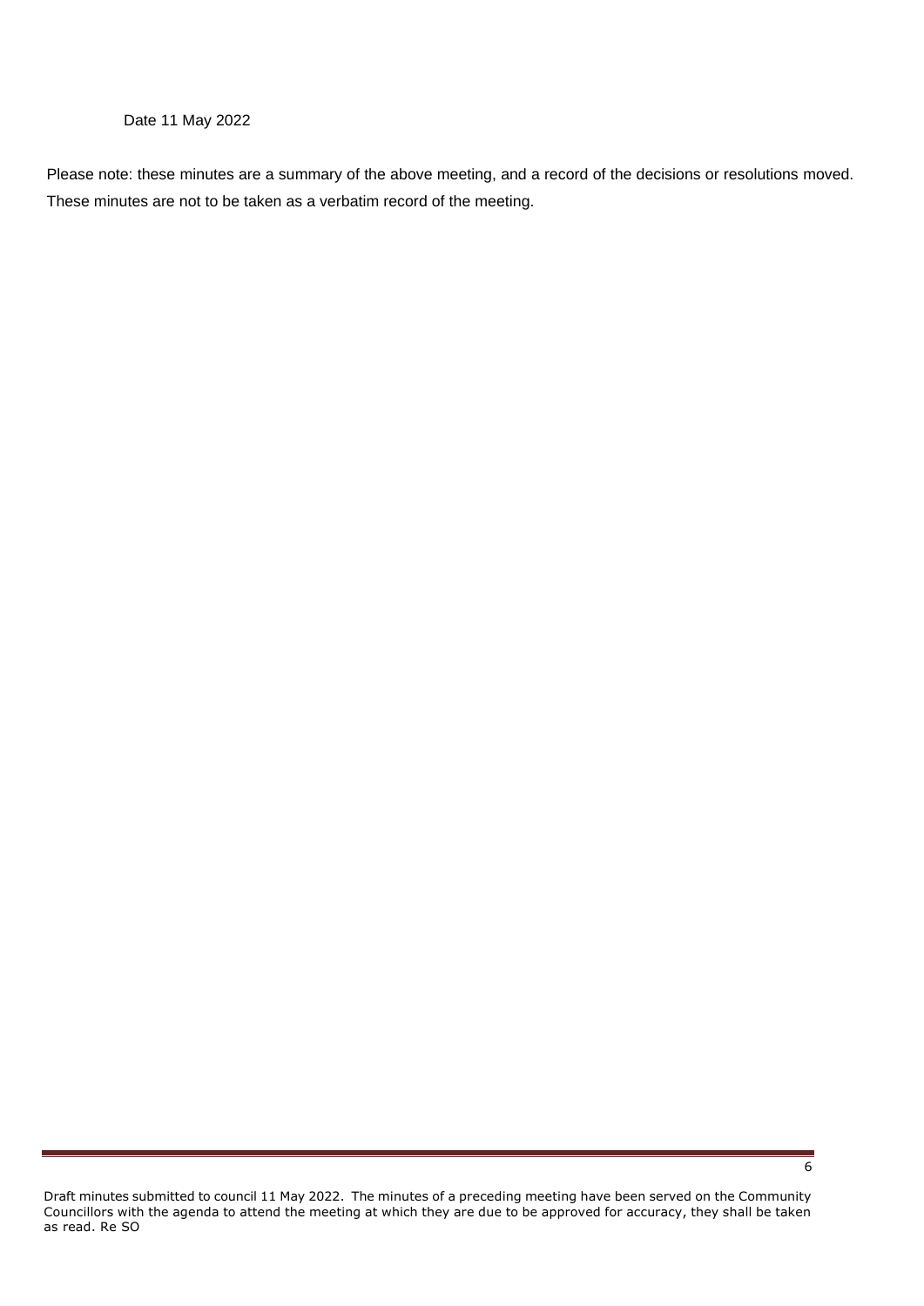Date 11 May 2022

Please note: these minutes are a summary of the above meeting, and a record of the decisions or resolutions moved. These minutes are not to be taken as a verbatim record of the meeting.

Draft minutes submitted to council 11 May 2022. The minutes of a preceding meeting have been served on the Community Councillors with the agenda to attend the meeting at which they are due to be approved for accuracy, they shall be taken as read. Re SO